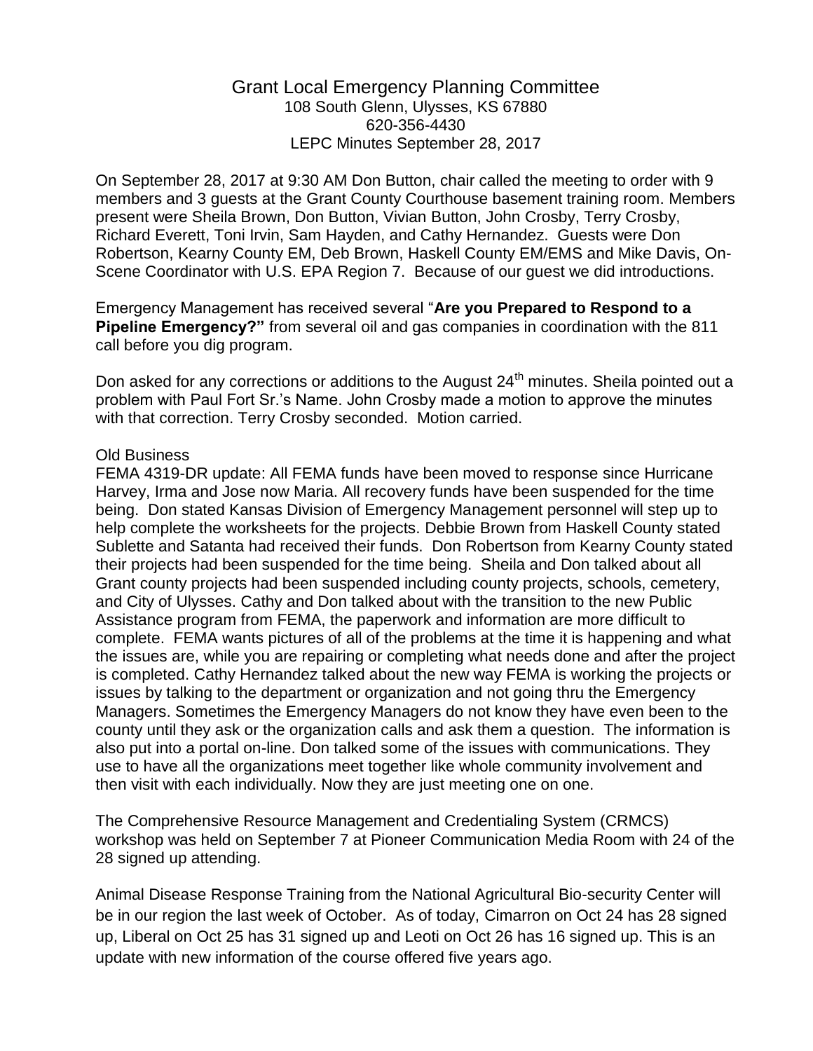# Grant Local Emergency Planning Committee

108 South Glenn, Ulysses, KS 67880
620-356-4430
LEPC Minutes September 28, 2017

On September 28, 2017 at 9:30 AM Don Button, chair called the meeting to order with 9 members and 3 guests at the Grant County Courthouse basement training room. Members present were Sheila Brown, Don Button, Vivian Button, John Crosby, Terry Crosby, Richard Everett, Toni Irvin, Sam Hayden, and Cathy Hernandez. Guests were Don Robertson, Kearny County EM, Deb Brown, Haskell County EM/EMS and Mike Davis, On-Scene Coordinator with U.S. EPA Region 7. Because of our guest we did introductions.

Emergency Management has received several "**Are you Prepared to Respond to a Pipeline Emergency?"** from several oil and gas companies in coordination with the 811 call before you dig program.

Don asked for any corrections or additions to the August 24th minutes. Sheila pointed out a problem with Paul Fort Sr.'s Name. John Crosby made a motion to approve the minutes with that correction. Terry Crosby seconded. Motion carried.

Old Business

FEMA 4319-DR update: All FEMA funds have been moved to response since Hurricane Harvey, Irma and Jose now Maria. All recovery funds have been suspended for the time being. Don stated Kansas Division of Emergency Management personnel will step up to help complete the worksheets for the projects. Debbie Brown from Haskell County stated Sublette and Satanta had received their funds. Don Robertson from Kearny County stated their projects had been suspended for the time being. Sheila and Don talked about all Grant county projects had been suspended including county projects, schools, cemetery, and City of Ulysses. Cathy and Don talked about with the transition to the new Public Assistance program from FEMA, the paperwork and information are more difficult to complete. FEMA wants pictures of all of the problems at the time it is happening and what the issues are, while you are repairing or completing what needs done and after the project is completed. Cathy Hernandez talked about the new way FEMA is working the projects or issues by talking to the department or organization and not going thru the Emergency Managers. Sometimes the Emergency Managers do not know they have even been to the county until they ask or the organization calls and ask them a question. The information is also put into a portal on-line. Don talked some of the issues with communications. They use to have all the organizations meet together like whole community involvement and then visit with each individually. Now they are just meeting one on one.

The Comprehensive Resource Management and Credentialing System (CRMCS) workshop was held on September 7 at Pioneer Communication Media Room with 24 of the 28 signed up attending.

Animal Disease Response Training from the National Agricultural Bio-security Center will be in our region the last week of October. As of today, Cimarron on Oct 24 has 28 signed up, Liberal on Oct 25 has 31 signed up and Leoti on Oct 26 has 16 signed up. This is an update with new information of the course offered five years ago.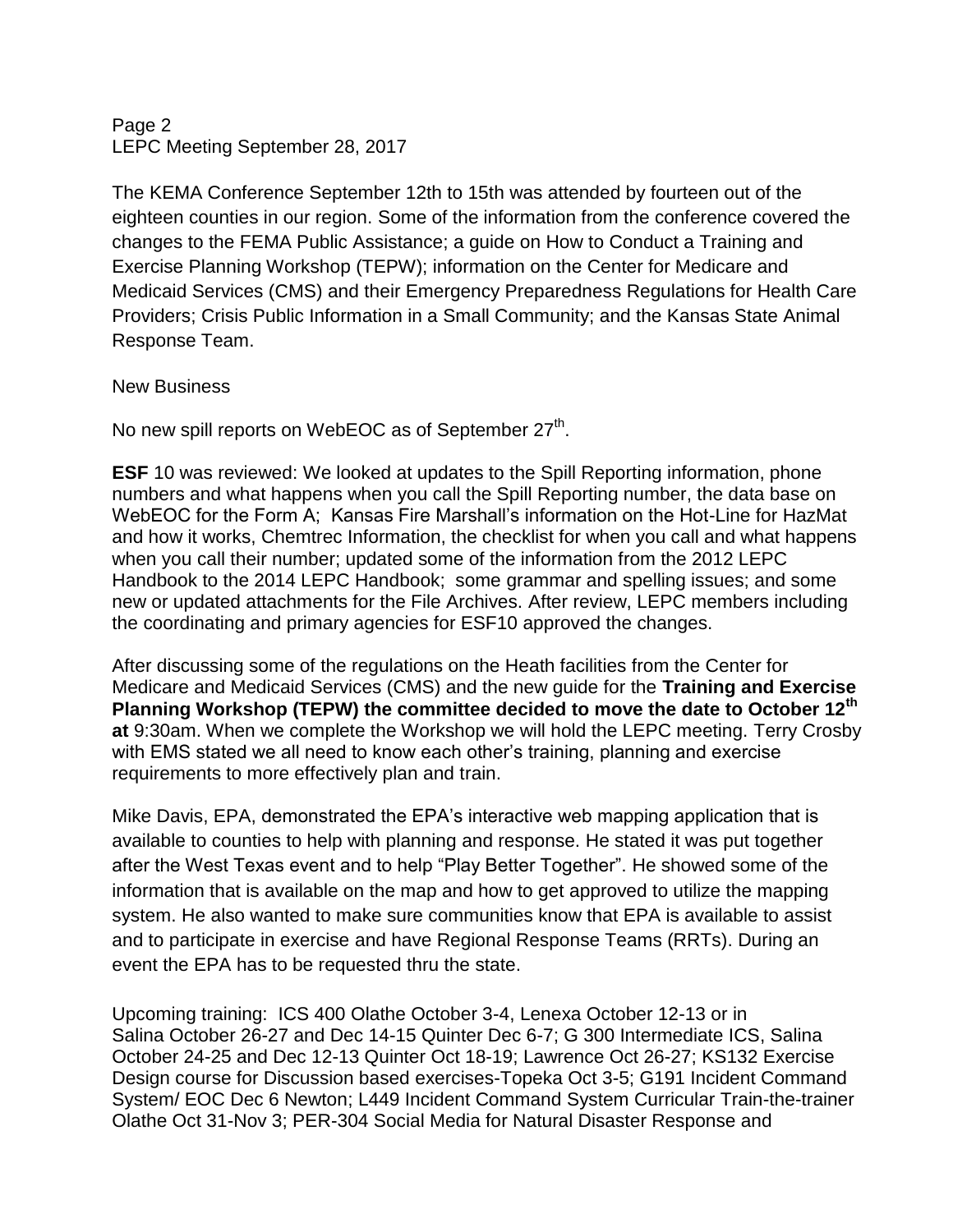The KEMA Conference September 12th to 15th was attended by fourteen out of the eighteen counties in our region. Some of the information from the conference covered the changes to the FEMA Public Assistance; a guide on How to Conduct a Training and Exercise Planning Workshop (TEPW); information on the Center for Medicare and Medicaid Services (CMS) and their Emergency Preparedness Regulations for Health Care Providers; Crisis Public Information in a Small Community; and the Kansas State Animal Response Team.

New Business

No new spill reports on WebEOC as of September 27th.

**ESF** 10 was reviewed: We looked at updates to the Spill Reporting information, phone numbers and what happens when you call the Spill Reporting number, the data base on WebEOC for the Form A; Kansas Fire Marshall's information on the Hot-Line for HazMat and how it works, Chemtrec Information, the checklist for when you call and what happens when you call their number; updated some of the information from the 2012 LEPC Handbook to the 2014 LEPC Handbook; some grammar and spelling issues; and some new or updated attachments for the File Archives. After review, LEPC members including the coordinating and primary agencies for ESF10 approved the changes.

After discussing some of the regulations on the Heath facilities from the Center for Medicare and Medicaid Services (CMS) and the new guide for the **Training and Exercise Planning Workshop (TEPW) the committee decided to move the date to October 12th at** 9:30am. When we complete the Workshop we will hold the LEPC meeting. Terry Crosby with EMS stated we all need to know each other's training, planning and exercise requirements to more effectively plan and train.

Mike Davis, EPA, demonstrated the EPA's interactive web mapping application that is available to counties to help with planning and response. He stated it was put together after the West Texas event and to help "Play Better Together". He showed some of the information that is available on the map and how to get approved to utilize the mapping system. He also wanted to make sure communities know that EPA is available to assist and to participate in exercise and have Regional Response Teams (RRTs). During an event the EPA has to be requested thru the state.

Upcoming training: ICS 400 Olathe October 3-4, Lenexa October 12-13 or in Salina October 26-27 and Dec 14-15 Quinter Dec 6-7; G 300 Intermediate ICS, Salina October 24-25 and Dec 12-13 Quinter Oct 18-19; Lawrence Oct 26-27; KS132 Exercise Design course for Discussion based exercises-Topeka Oct 3-5; G191 Incident Command System/ EOC Dec 6 Newton; L449 Incident Command System Curricular Train-the-trainer Olathe Oct 31-Nov 3; PER-304 Social Media for Natural Disaster Response and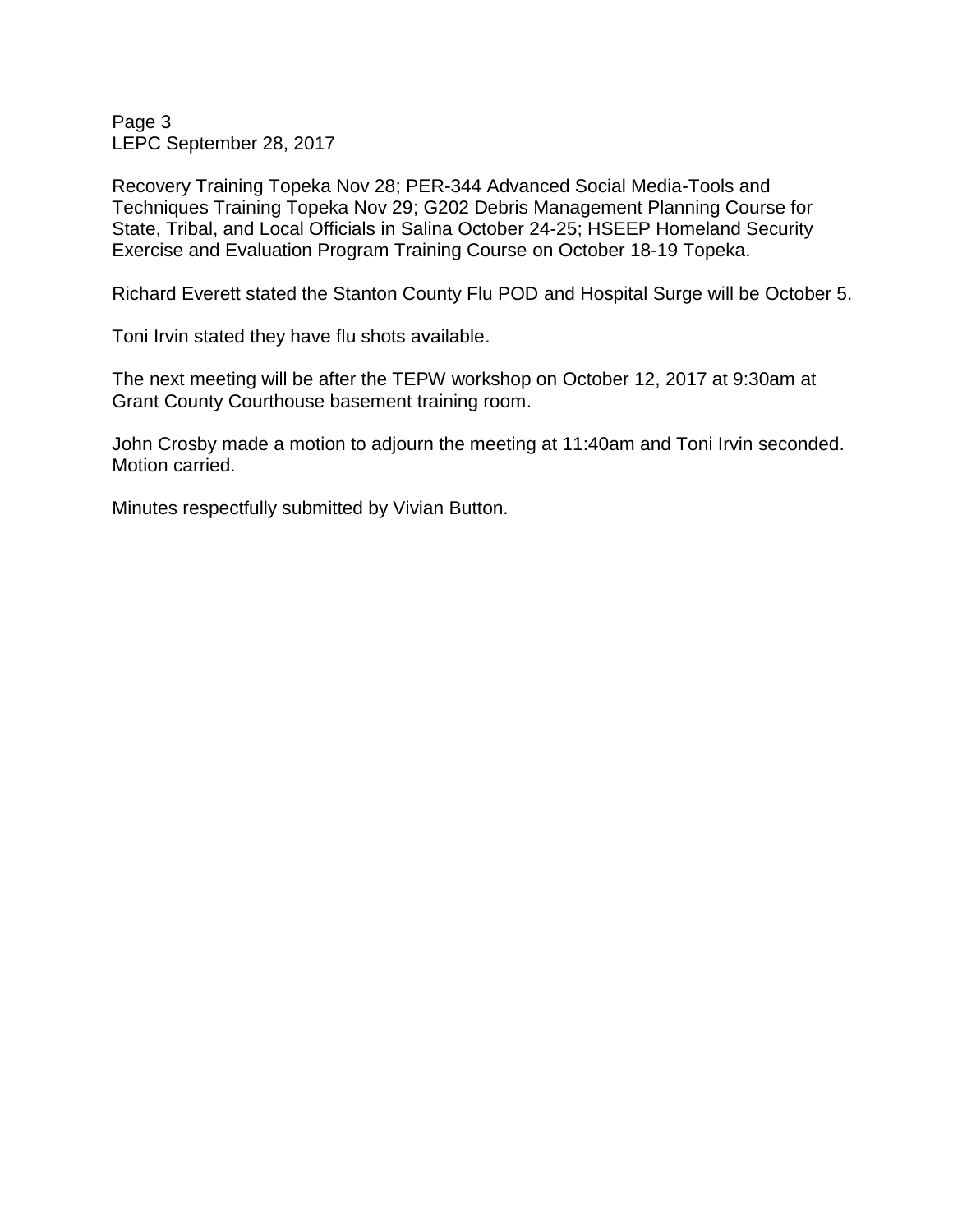Recovery Training Topeka Nov 28; PER-344 Advanced Social Media-Tools and Techniques Training Topeka Nov 29; G202 Debris Management Planning Course for State, Tribal, and Local Officials in Salina October 24-25; HSEEP Homeland Security Exercise and Evaluation Program Training Course on October 18-19 Topeka.

Richard Everett stated the Stanton County Flu POD and Hospital Surge will be October 5.

Toni Irvin stated they have flu shots available.

The next meeting will be after the TEPW workshop on October 12, 2017 at 9:30am at Grant County Courthouse basement training room.

John Crosby made a motion to adjourn the meeting at 11:40am and Toni Irvin seconded. Motion carried.

Minutes respectfully submitted by Vivian Button.